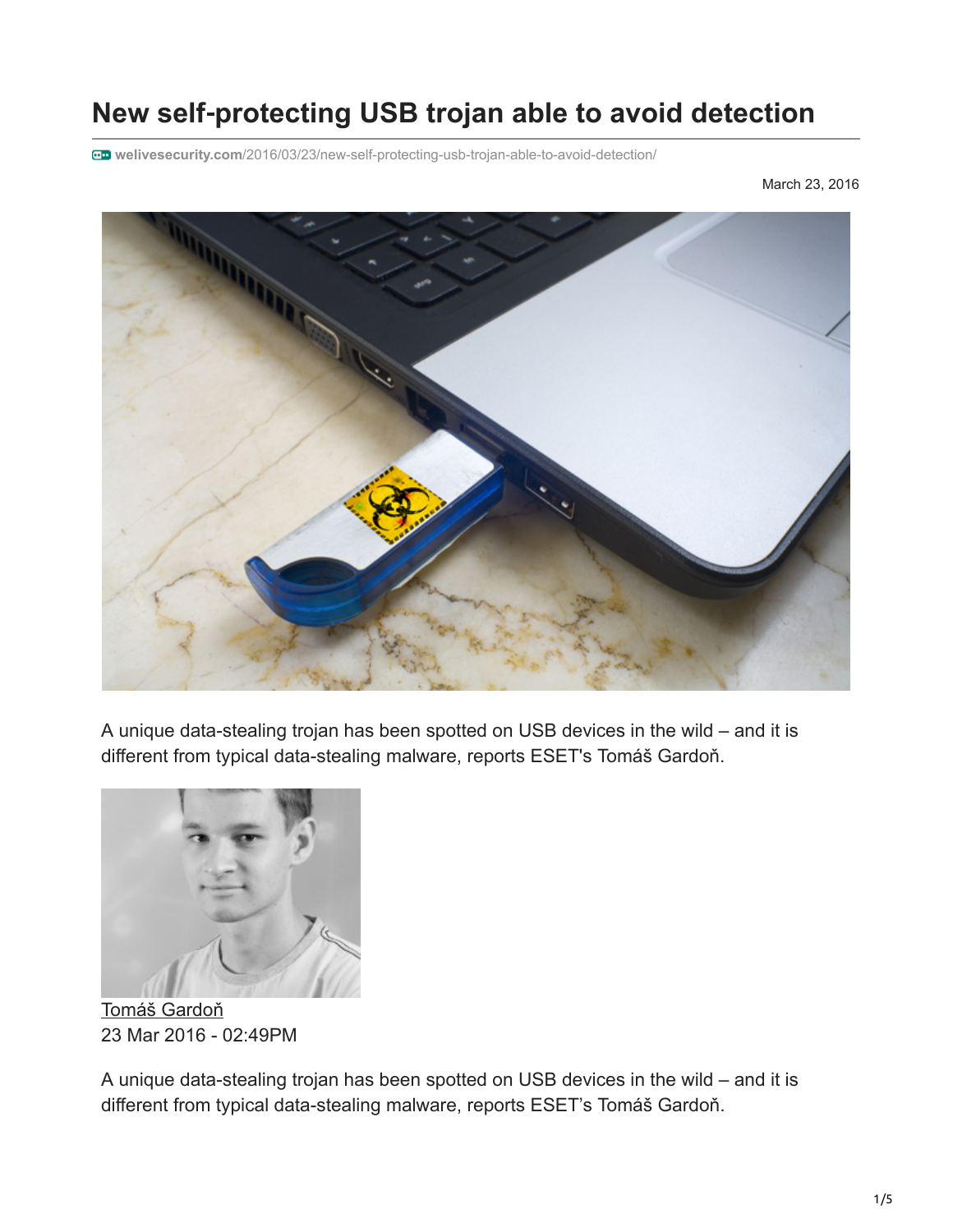# New self-protecting USB trojan able to avoid detection

welivesecurity.com/2016/03/23/new-self-protecting-usb-trojan-able-to-avoid-detection/

March 23, 2016

A unique data-stealing trojan has been spotted on USB devices in the wild – and it is different from typical data-stealing malware, reports ESET's Tomáš Gardoň.

Tomáš Gardoň
23 Mar 2016 - 02:49PM

A unique data-stealing trojan has been spotted on USB devices in the wild – and it is different from typical data-stealing malware, reports ESET's Tomáš Gardoň.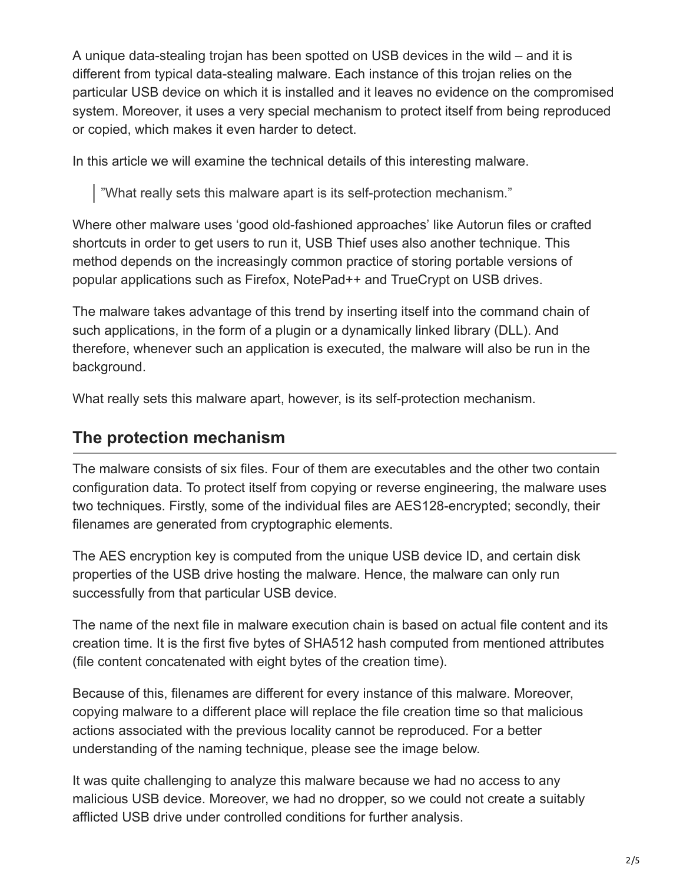A unique data-stealing trojan has been spotted on USB devices in the wild – and it is different from typical data-stealing malware. Each instance of this trojan relies on the particular USB device on which it is installed and it leaves no evidence on the compromised system. Moreover, it uses a very special mechanism to protect itself from being reproduced or copied, which makes it even harder to detect.

In this article we will examine the technical details of this interesting malware.

> ”What really sets this malware apart is its self-protection mechanism.”

Where other malware uses ‘good old-fashioned approaches’ like Autorun files or crafted shortcuts in order to get users to run it, USB Thief uses also another technique. This method depends on the increasingly common practice of storing portable versions of popular applications such as Firefox, NotePad++ and TrueCrypt on USB drives.

The malware takes advantage of this trend by inserting itself into the command chain of such applications, in the form of a plugin or a dynamically linked library (DLL). And therefore, whenever such an application is executed, the malware will also be run in the background.

What really sets this malware apart, however, is its self-protection mechanism.

## The protection mechanism

The malware consists of six files. Four of them are executables and the other two contain configuration data. To protect itself from copying or reverse engineering, the malware uses two techniques. Firstly, some of the individual files are AES128-encrypted; secondly, their filenames are generated from cryptographic elements.

The AES encryption key is computed from the unique USB device ID, and certain disk properties of the USB drive hosting the malware. Hence, the malware can only run successfully from that particular USB device.

The name of the next file in malware execution chain is based on actual file content and its creation time. It is the first five bytes of SHA512 hash computed from mentioned attributes (file content concatenated with eight bytes of the creation time).

Because of this, filenames are different for every instance of this malware. Moreover, copying malware to a different place will replace the file creation time so that malicious actions associated with the previous locality cannot be reproduced. For a better understanding of the naming technique, please see the image below.

It was quite challenging to analyze this malware because we had no access to any malicious USB device. Moreover, we had no dropper, so we could not create a suitably afflicted USB drive under controlled conditions for further analysis.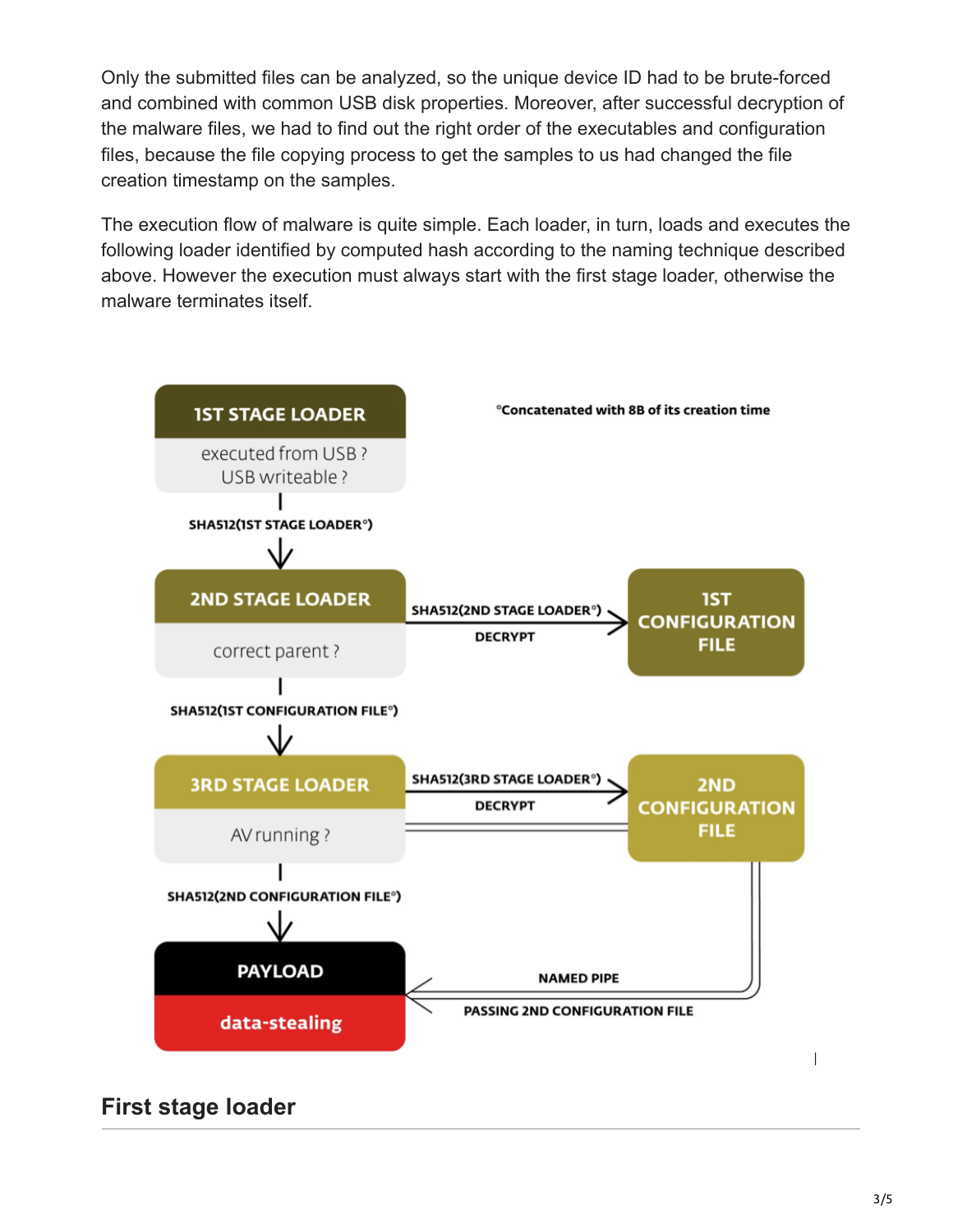Only the submitted files can be analyzed, so the unique device ID had to be brute-forced and combined with common USB disk properties. Moreover, after successful decryption of the malware files, we had to find out the right order of the executables and configuration files, because the file copying process to get the samples to us had changed the file creation timestamp on the samples.

The execution flow of malware is quite simple. Each loader, in turn, loads and executes the following loader identified by computed hash according to the naming technique described above. However the execution must always start with the first stage loader, otherwise the malware terminates itself.

°Concatenated with 8B of its creation time

**1ST STAGE LOADER**
executed from USB ?
USB writeable ?

SHA512(1ST STAGE LOADER°)

**2ND STAGE LOADER**
correct parent ?

SHA512(2ND STAGE LOADER°) DECRYPT → **1ST CONFIGURATION FILE**

SHA512(1ST CONFIGURATION FILE°)

**3RD STAGE LOADER**
AV running ?

SHA512(3RD STAGE LOADER°) DECRYPT → **2ND CONFIGURATION FILE**

SHA512(2ND CONFIGURATION FILE°)

**PAYLOAD**
data-stealing

NAMED PIPE
PASSING 2ND CONFIGURATION FILE

## First stage loader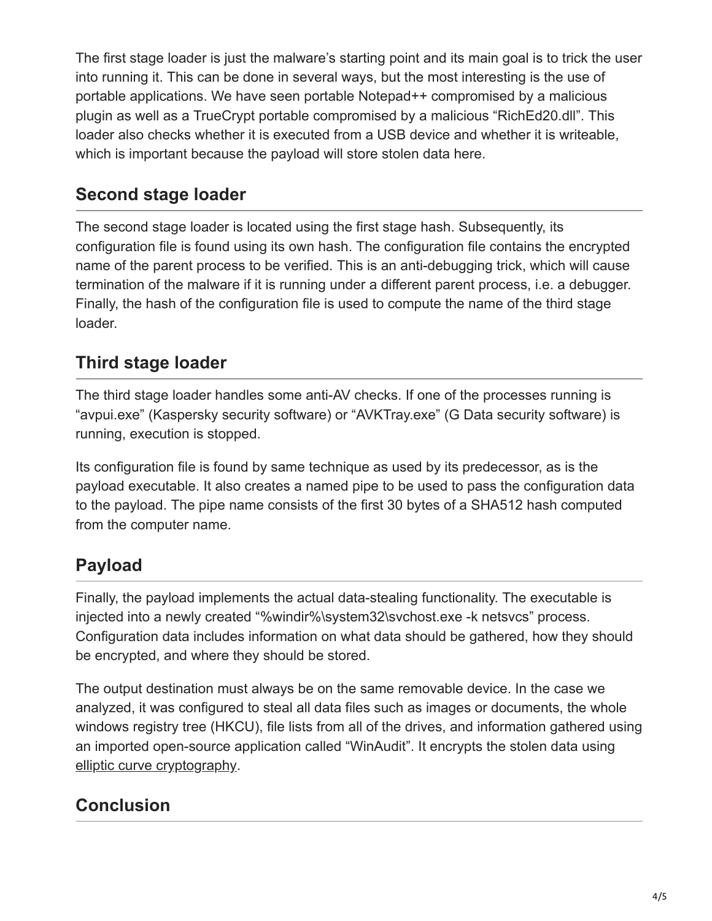The first stage loader is just the malware's starting point and its main goal is to trick the user into running it. This can be done in several ways, but the most interesting is the use of portable applications. We have seen portable Notepad++ compromised by a malicious plugin as well as a TrueCrypt portable compromised by a malicious "RichEd20.dll". This loader also checks whether it is executed from a USB device and whether it is writeable, which is important because the payload will store stolen data here.

## Second stage loader

The second stage loader is located using the first stage hash. Subsequently, its configuration file is found using its own hash. The configuration file contains the encrypted name of the parent process to be verified. This is an anti-debugging trick, which will cause termination of the malware if it is running under a different parent process, i.e. a debugger. Finally, the hash of the configuration file is used to compute the name of the third stage loader.

## Third stage loader

The third stage loader handles some anti-AV checks. If one of the processes running is "avpui.exe" (Kaspersky security software) or "AVKTray.exe" (G Data security software) is running, execution is stopped.

Its configuration file is found by same technique as used by its predecessor, as is the payload executable. It also creates a named pipe to be used to pass the configuration data to the payload. The pipe name consists of the first 30 bytes of a SHA512 hash computed from the computer name.

## Payload

Finally, the payload implements the actual data-stealing functionality. The executable is injected into a newly created "%windir%\system32\svchost.exe -k netsvcs" process. Configuration data includes information on what data should be gathered, how they should be encrypted, and where they should be stored.

The output destination must always be on the same removable device. In the case we analyzed, it was configured to steal all data files such as images or documents, the whole windows registry tree (HKCU), file lists from all of the drives, and information gathered using an imported open-source application called "WinAudit". It encrypts the stolen data using elliptic curve cryptography.

## Conclusion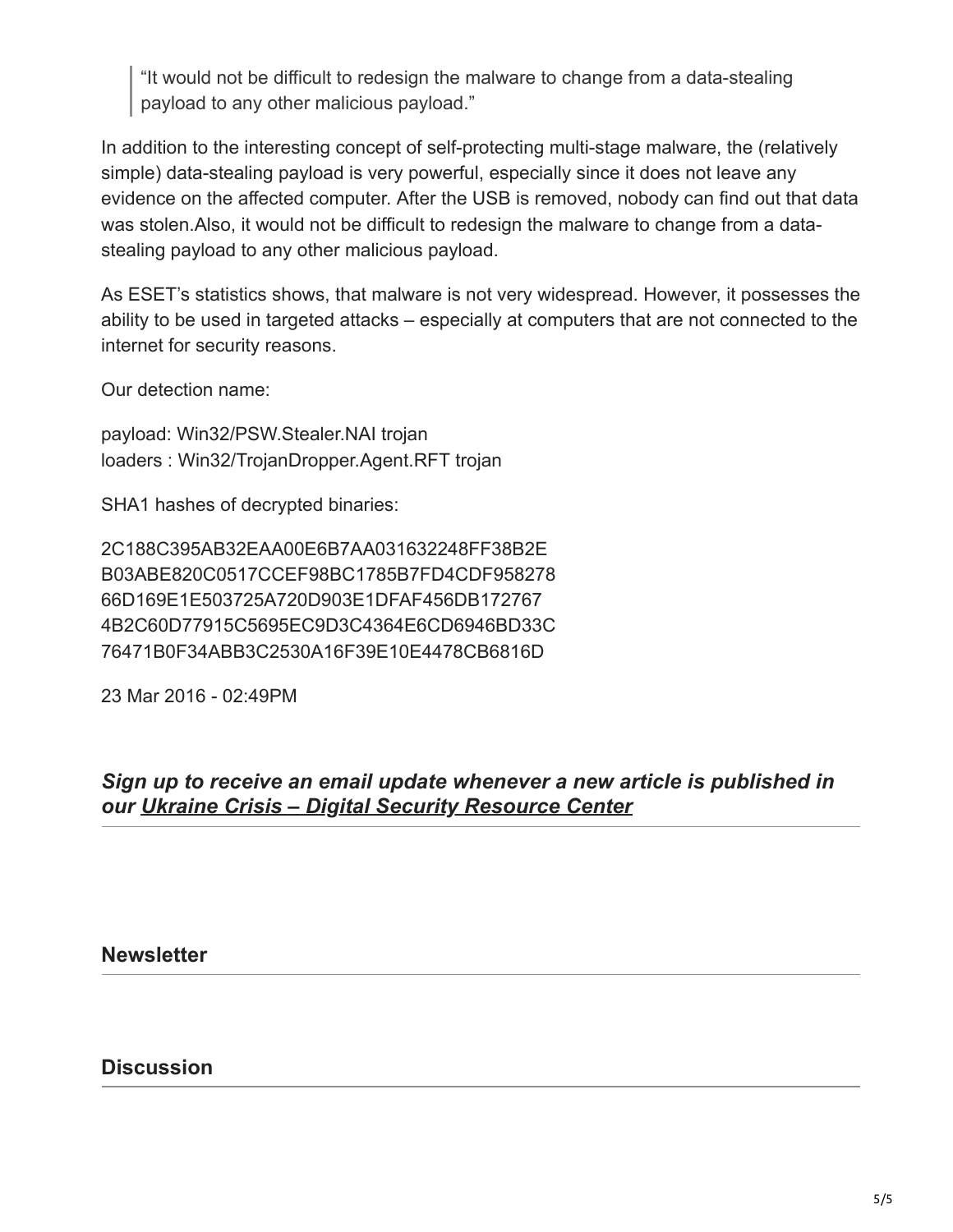> "It would not be difficult to redesign the malware to change from a data-stealing payload to any other malicious payload."

In addition to the interesting concept of self-protecting multi-stage malware, the (relatively simple) data-stealing payload is very powerful, especially since it does not leave any evidence on the affected computer. After the USB is removed, nobody can find out that data was stolen.Also, it would not be difficult to redesign the malware to change from a data-stealing payload to any other malicious payload.

As ESET's statistics shows, that malware is not very widespread. However, it possesses the ability to be used in targeted attacks – especially at computers that are not connected to the internet for security reasons.

Our detection name:

payload: Win32/PSW.Stealer.NAI trojan
loaders : Win32/TrojanDropper.Agent.RFT trojan

SHA1 hashes of decrypted binaries:

2C188C395AB32EAA00E6B7AA031632248FF38B2E
B03ABE820C0517CCEF98BC1785B7FD4CDF958278
66D169E1E503725A720D903E1DFAF456DB172767
4B2C60D77915C5695EC9D3C4364E6CD6946BD33C
76471B0F34ABB3C2530A16F39E10E4478CB6816D

23 Mar 2016 - 02:49PM

***Sign up to receive an email update whenever a new article is published in our Ukraine Crisis – Digital Security Resource Center***

## Newsletter

## Discussion